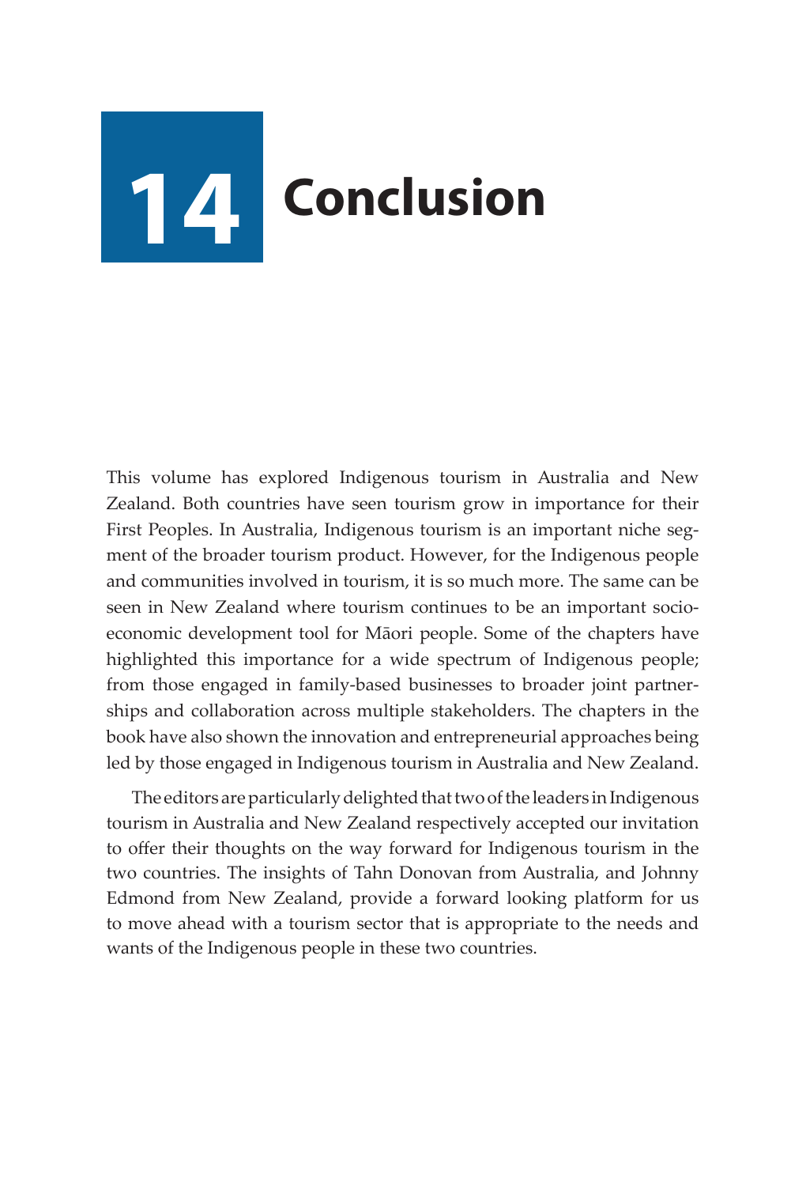# 14 Conclusion

This volume has explored Indigenous tourism in Australia and New Zealand. Both countries have seen tourism grow in importance for their First Peoples. In Australia, Indigenous tourism is an important niche segment of the broader tourism product. However, for the Indigenous people and communities involved in tourism, it is so much more. The same can be seen in New Zealand where tourism continues to be an important socio-economic development tool for Māori people. Some of the chapters have highlighted this importance for a wide spectrum of Indigenous people; from those engaged in family-based businesses to broader joint partnerships and collaboration across multiple stakeholders. The chapters in the book have also shown the innovation and entrepreneurial approaches being led by those engaged in Indigenous tourism in Australia and New Zealand.

The editors are particularly delighted that two of the leaders in Indigenous tourism in Australia and New Zealand respectively accepted our invitation to offer their thoughts on the way forward for Indigenous tourism in the two countries. The insights of Tahn Donovan from Australia, and Johnny Edmond from New Zealand, provide a forward looking platform for us to move ahead with a tourism sector that is appropriate to the needs and wants of the Indigenous people in these two countries.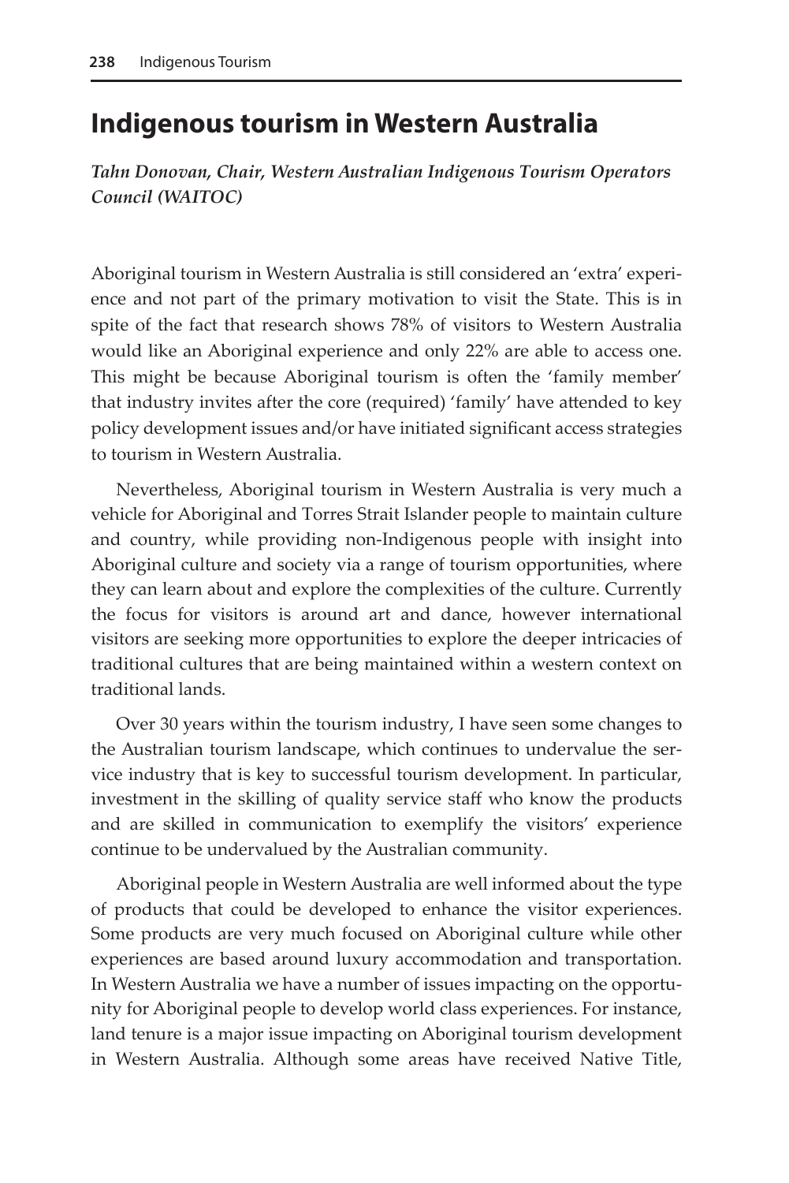## Indigenous tourism in Western Australia

***Tahn Donovan, Chair, Western Australian Indigenous Tourism Operators Council (WAITOC)***

Aboriginal tourism in Western Australia is still considered an 'extra' experience and not part of the primary motivation to visit the State. This is in spite of the fact that research shows 78% of visitors to Western Australia would like an Aboriginal experience and only 22% are able to access one. This might be because Aboriginal tourism is often the 'family member' that industry invites after the core (required) 'family' have attended to key policy development issues and/or have initiated significant access strategies to tourism in Western Australia.

Nevertheless, Aboriginal tourism in Western Australia is very much a vehicle for Aboriginal and Torres Strait Islander people to maintain culture and country, while providing non-Indigenous people with insight into Aboriginal culture and society via a range of tourism opportunities, where they can learn about and explore the complexities of the culture. Currently the focus for visitors is around art and dance, however international visitors are seeking more opportunities to explore the deeper intricacies of traditional cultures that are being maintained within a western context on traditional lands.

Over 30 years within the tourism industry, I have seen some changes to the Australian tourism landscape, which continues to undervalue the service industry that is key to successful tourism development. In particular, investment in the skilling of quality service staff who know the products and are skilled in communication to exemplify the visitors' experience continue to be undervalued by the Australian community.

Aboriginal people in Western Australia are well informed about the type of products that could be developed to enhance the visitor experiences. Some products are very much focused on Aboriginal culture while other experiences are based around luxury accommodation and transportation. In Western Australia we have a number of issues impacting on the opportunity for Aboriginal people to develop world class experiences. For instance, land tenure is a major issue impacting on Aboriginal tourism development in Western Australia. Although some areas have received Native Title,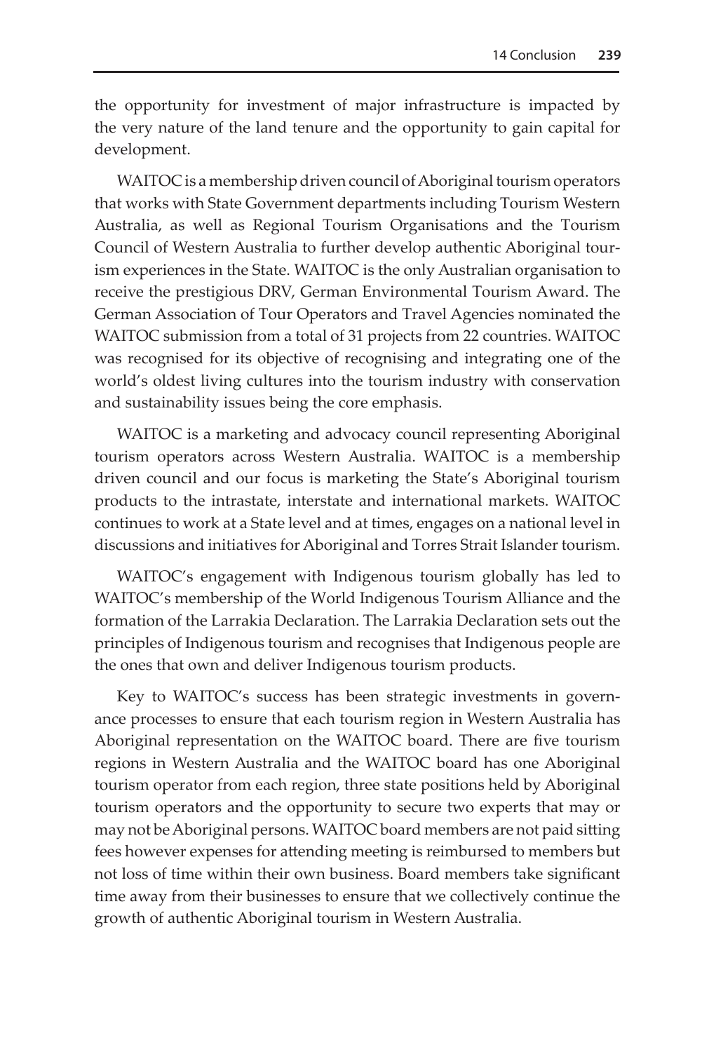the opportunity for investment of major infrastructure is impacted by the very nature of the land tenure and the opportunity to gain capital for development.

WAITOC is a membership driven council of Aboriginal tourism operators that works with State Government departments including Tourism Western Australia, as well as Regional Tourism Organisations and the Tourism Council of Western Australia to further develop authentic Aboriginal tourism experiences in the State. WAITOC is the only Australian organisation to receive the prestigious DRV, German Environmental Tourism Award. The German Association of Tour Operators and Travel Agencies nominated the WAITOC submission from a total of 31 projects from 22 countries. WAITOC was recognised for its objective of recognising and integrating one of the world's oldest living cultures into the tourism industry with conservation and sustainability issues being the core emphasis.

WAITOC is a marketing and advocacy council representing Aboriginal tourism operators across Western Australia. WAITOC is a membership driven council and our focus is marketing the State's Aboriginal tourism products to the intrastate, interstate and international markets. WAITOC continues to work at a State level and at times, engages on a national level in discussions and initiatives for Aboriginal and Torres Strait Islander tourism.

WAITOC's engagement with Indigenous tourism globally has led to WAITOC's membership of the World Indigenous Tourism Alliance and the formation of the Larrakia Declaration. The Larrakia Declaration sets out the principles of Indigenous tourism and recognises that Indigenous people are the ones that own and deliver Indigenous tourism products.

Key to WAITOC's success has been strategic investments in governance processes to ensure that each tourism region in Western Australia has Aboriginal representation on the WAITOC board. There are five tourism regions in Western Australia and the WAITOC board has one Aboriginal tourism operator from each region, three state positions held by Aboriginal tourism operators and the opportunity to secure two experts that may or may not be Aboriginal persons. WAITOC board members are not paid sitting fees however expenses for attending meeting is reimbursed to members but not loss of time within their own business. Board members take significant time away from their businesses to ensure that we collectively continue the growth of authentic Aboriginal tourism in Western Australia.